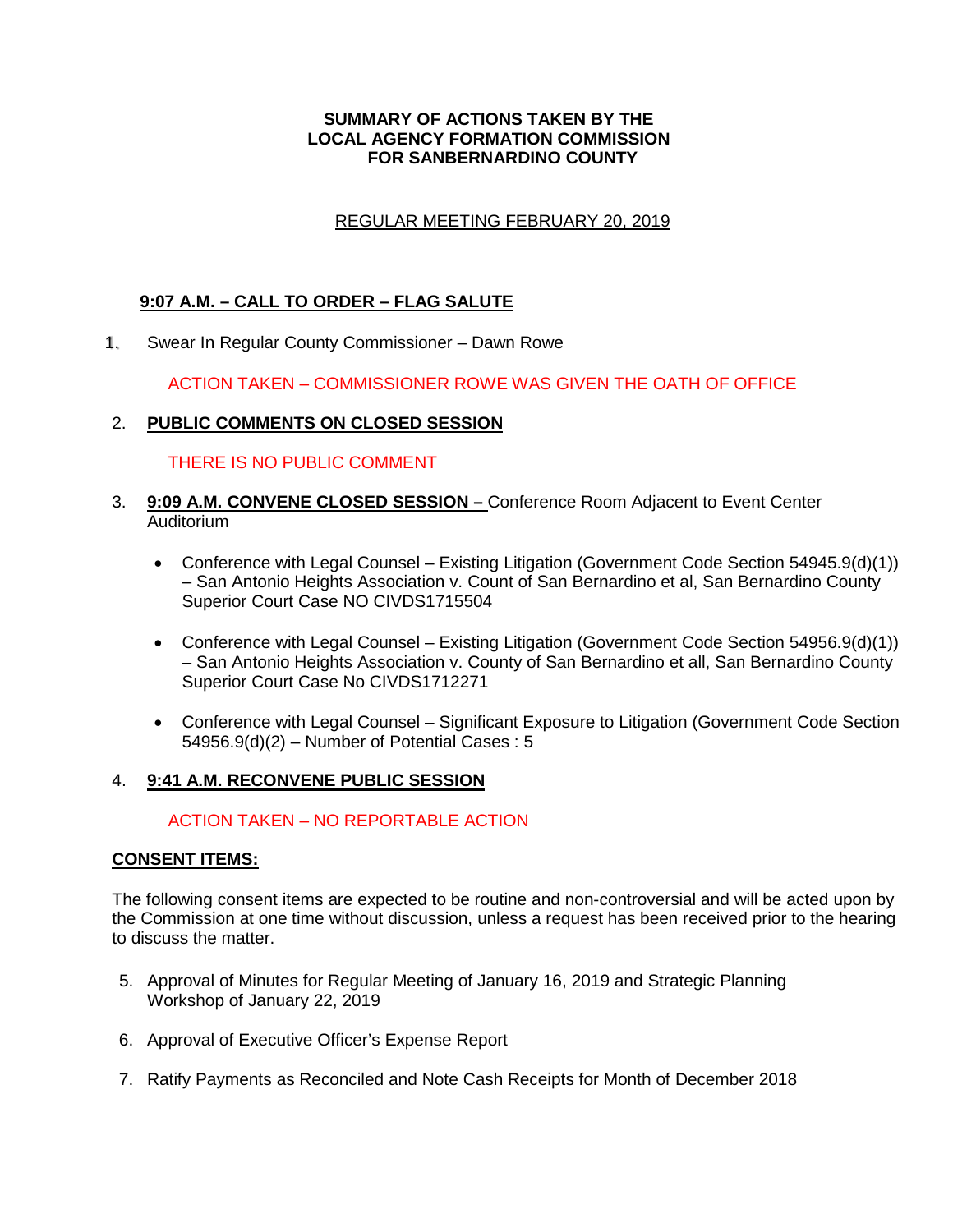**SUMMARY OF ACTIONS TAKEN BY THE**
**LOCAL AGENCY FORMATION COMMISSION**
**FOR SANBERNARDINO COUNTY**

REGULAR MEETING FEBRUARY 20, 2019

## 9:07 A.M. – CALL TO ORDER – FLAG SALUTE

1. Swear In Regular County Commissioner – Dawn Rowe

   ACTION TAKEN – COMMISSIONER ROWE WAS GIVEN THE OATH OF OFFICE

2. **PUBLIC COMMENTS ON CLOSED SESSION**

   THERE IS NO PUBLIC COMMENT

3. **9:09 A.M. CONVENE CLOSED SESSION –** Conference Room Adjacent to Event Center Auditorium

   - Conference with Legal Counsel – Existing Litigation (Government Code Section 54945.9(d)(1)) – San Antonio Heights Association v. Count of San Bernardino et al, San Bernardino County Superior Court Case NO CIVDS1715504

   - Conference with Legal Counsel – Existing Litigation (Government Code Section 54956.9(d)(1)) – San Antonio Heights Association v. County of San Bernardino et all, San Bernardino County Superior Court Case No CIVDS1712271

   - Conference with Legal Counsel – Significant Exposure to Litigation (Government Code Section 54956.9(d)(2) – Number of Potential Cases : 5

4. **9:41 A.M. RECONVENE PUBLIC SESSION**

   ACTION TAKEN – NO REPORTABLE ACTION

## CONSENT ITEMS:

The following consent items are expected to be routine and non-controversial and will be acted upon by the Commission at one time without discussion, unless a request has been received prior to the hearing to discuss the matter.

5. Approval of Minutes for Regular Meeting of January 16, 2019 and Strategic Planning Workshop of January 22, 2019

6. Approval of Executive Officer's Expense Report

7. Ratify Payments as Reconciled and Note Cash Receipts for Month of December 2018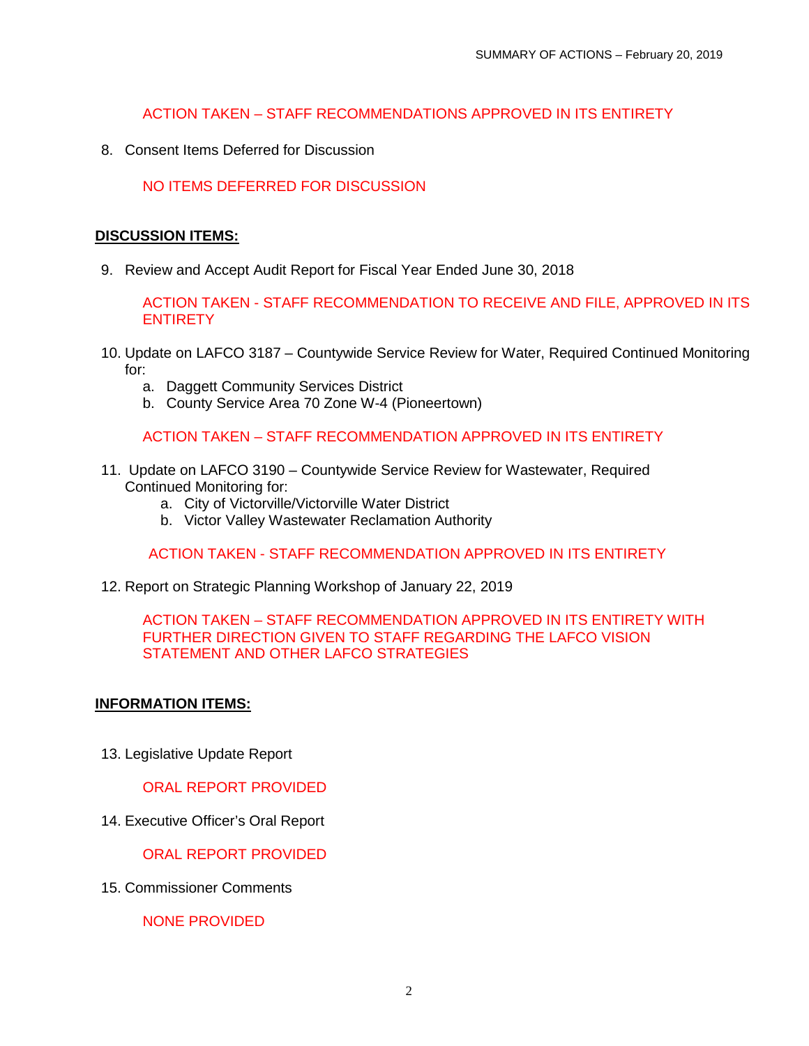ACTION TAKEN – STAFF RECOMMENDATIONS APPROVED IN ITS ENTIRETY

8. Consent Items Deferred for Discussion

   NO ITEMS DEFERRED FOR DISCUSSION

**DISCUSSION ITEMS:**

9. Review and Accept Audit Report for Fiscal Year Ended June 30, 2018

   ACTION TAKEN - STAFF RECOMMENDATION TO RECEIVE AND FILE, APPROVED IN ITS ENTIRETY

10. Update on LAFCO 3187 – Countywide Service Review for Water, Required Continued Monitoring for:
    a. Daggett Community Services District
    b. County Service Area 70 Zone W-4 (Pioneertown)

    ACTION TAKEN – STAFF RECOMMENDATION APPROVED IN ITS ENTIRETY

11. Update on LAFCO 3190 – Countywide Service Review for Wastewater, Required Continued Monitoring for:
    a. City of Victorville/Victorville Water District
    b. Victor Valley Wastewater Reclamation Authority

    ACTION TAKEN - STAFF RECOMMENDATION APPROVED IN ITS ENTIRETY

12. Report on Strategic Planning Workshop of January 22, 2019

    ACTION TAKEN – STAFF RECOMMENDATION APPROVED IN ITS ENTIRETY WITH FURTHER DIRECTION GIVEN TO STAFF REGARDING THE LAFCO VISION STATEMENT AND OTHER LAFCO STRATEGIES

**INFORMATION ITEMS:**

13. Legislative Update Report

    ORAL REPORT PROVIDED

14. Executive Officer's Oral Report

    ORAL REPORT PROVIDED

15. Commissioner Comments

    NONE PROVIDED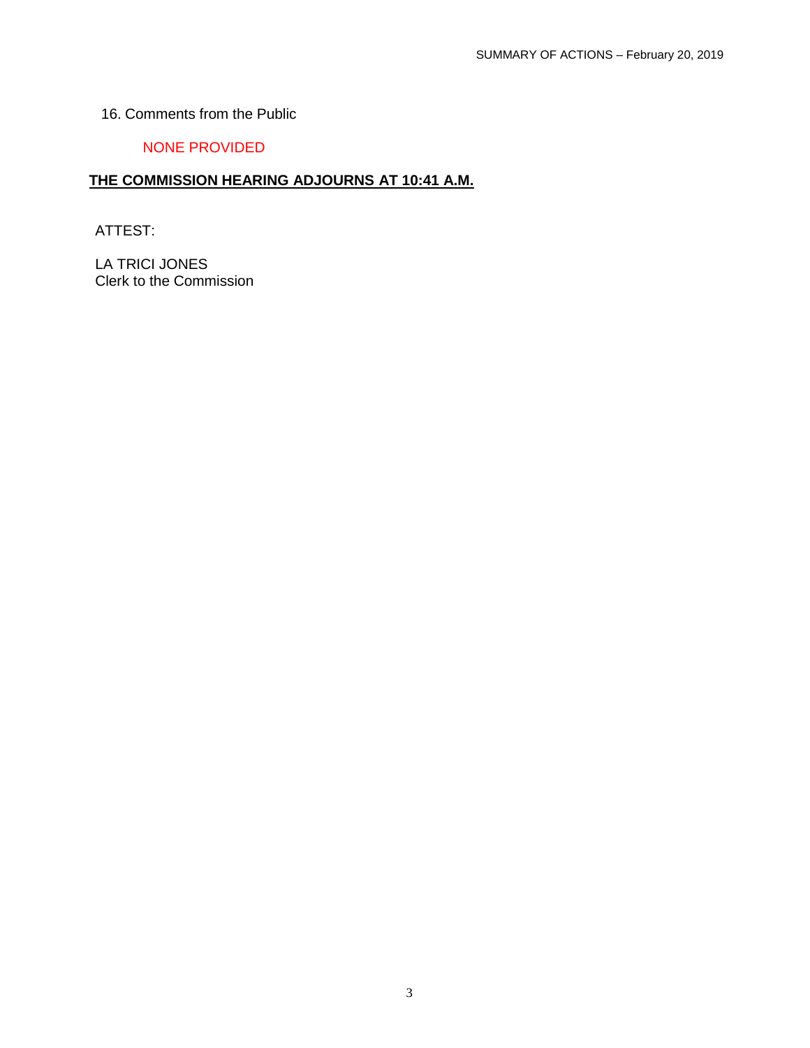16. Comments from the Public

NONE PROVIDED

**THE COMMISSION HEARING ADJOURNS AT 10:41 A.M.**

ATTEST:

LA TRICI JONES
Clerk to the Commission